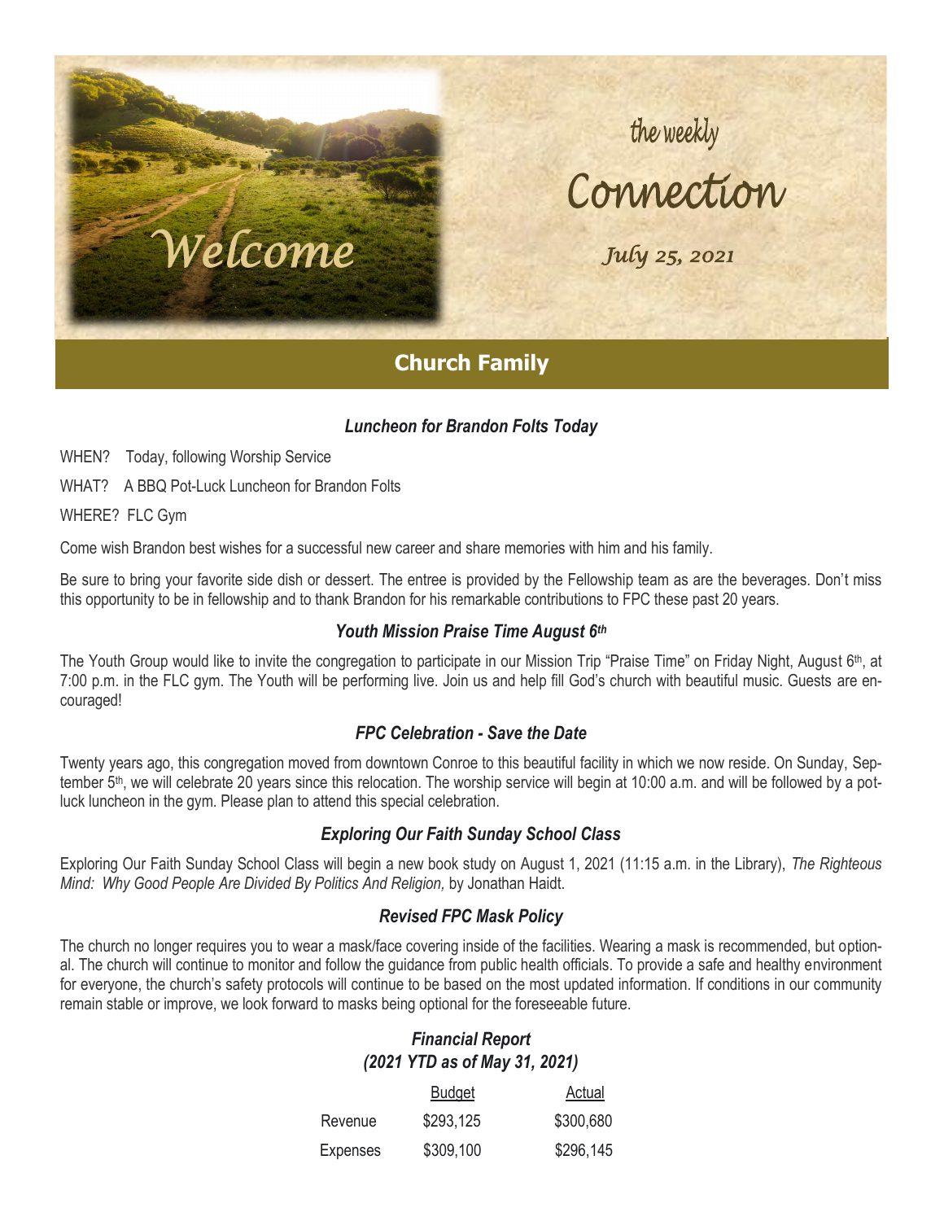Welcome

# the weekly Connection

*July 25, 2021*

## Church Family

### *Luncheon for Brandon Folts Today*

WHEN? Today, following Worship Service

WHAT? A BBQ Pot-Luck Luncheon for Brandon Folts

WHERE? FLC Gym

Come wish Brandon best wishes for a successful new career and share memories with him and his family.

Be sure to bring your favorite side dish or dessert. The entree is provided by the Fellowship team as are the beverages. Don't miss this opportunity to be in fellowship and to thank Brandon for his remarkable contributions to FPC these past 20 years.

### *Youth Mission Praise Time August 6th*

The Youth Group would like to invite the congregation to participate in our Mission Trip "Praise Time" on Friday Night, August 6th, at 7:00 p.m. in the FLC gym. The Youth will be performing live. Join us and help fill God's church with beautiful music. Guests are encouraged!

### *FPC Celebration - Save the Date*

Twenty years ago, this congregation moved from downtown Conroe to this beautiful facility in which we now reside. On Sunday, September 5th, we will celebrate 20 years since this relocation. The worship service will begin at 10:00 a.m. and will be followed by a potluck luncheon in the gym. Please plan to attend this special celebration.

### *Exploring Our Faith Sunday School Class*

Exploring Our Faith Sunday School Class will begin a new book study on August 1, 2021 (11:15 a.m. in the Library), *The Righteous Mind: Why Good People Are Divided By Politics And Religion,* by Jonathan Haidt.

### *Revised FPC Mask Policy*

The church no longer requires you to wear a mask/face covering inside of the facilities. Wearing a mask is recommended, but optional. The church will continue to monitor and follow the guidance from public health officials. To provide a safe and healthy environment for everyone, the church's safety protocols will continue to be based on the most updated information. If conditions in our community remain stable or improve, we look forward to masks being optional for the foreseeable future.

### *Financial Report (2021 YTD as of May 31, 2021)*

| | Budget | Actual |
|---|---|---|
| Revenue | $293,125 | $300,680 |
| Expenses | $309,100 | $296,145 |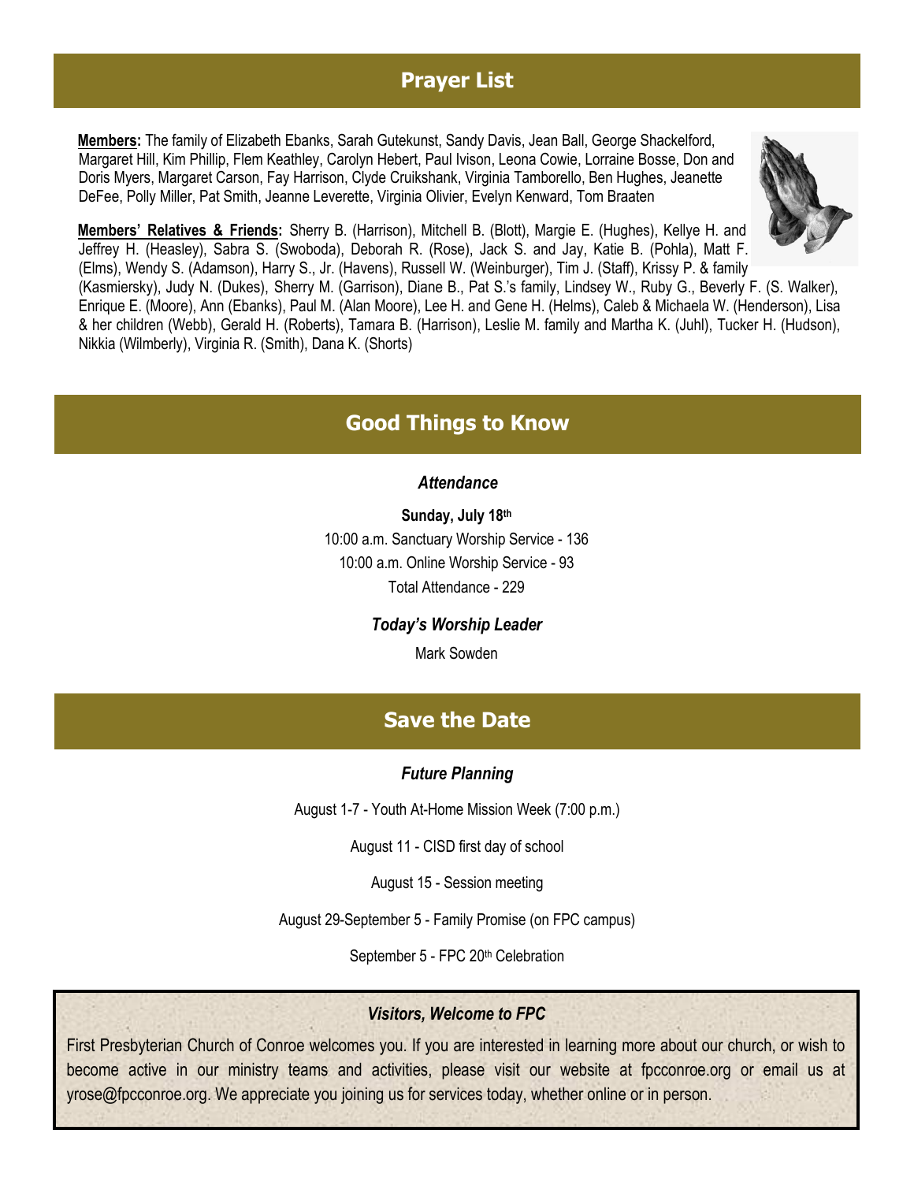## Prayer List

**Members:** The family of Elizabeth Ebanks, Sarah Gutekunst, Sandy Davis, Jean Ball, George Shackelford, Margaret Hill, Kim Phillip, Flem Keathley, Carolyn Hebert, Paul Ivison, Leona Cowie, Lorraine Bosse, Don and Doris Myers, Margaret Carson, Fay Harrison, Clyde Cruikshank, Virginia Tamborello, Ben Hughes, Jeanette DeFee, Polly Miller, Pat Smith, Jeanne Leverette, Virginia Olivier, Evelyn Kenward, Tom Braaten

**Members' Relatives & Friends:** Sherry B. (Harrison), Mitchell B. (Blott), Margie E. (Hughes), Kellye H. and Jeffrey H. (Heasley), Sabra S. (Swoboda), Deborah R. (Rose), Jack S. and Jay, Katie B. (Pohla), Matt F. (Elms), Wendy S. (Adamson), Harry S., Jr. (Havens), Russell W. (Weinburger), Tim J. (Staff), Krissy P. & family (Kasmiersky), Judy N. (Dukes), Sherry M. (Garrison), Diane B., Pat S.'s family, Lindsey W., Ruby G., Beverly F. (S. Walker), Enrique E. (Moore), Ann (Ebanks), Paul M. (Alan Moore), Lee H. and Gene H. (Helms), Caleb & Michaela W. (Henderson), Lisa & her children (Webb), Gerald H. (Roberts), Tamara B. (Harrison), Leslie M. family and Martha K. (Juhl), Tucker H. (Hudson), Nikkia (Wilmberly), Virginia R. (Smith), Dana K. (Shorts)

## Good Things to Know

### *Attendance*

**Sunday, July 18th**

10:00 a.m. Sanctuary Worship Service - 136

10:00 a.m. Online Worship Service - 93

Total Attendance - 229

### *Today's Worship Leader*

Mark Sowden

## Save the Date

### *Future Planning*

August 1-7 - Youth At-Home Mission Week (7:00 p.m.)

August 11 - CISD first day of school

August 15 - Session meeting

August 29-September 5 - Family Promise (on FPC campus)

September 5 - FPC 20th Celebration

### *Visitors, Welcome to FPC*

First Presbyterian Church of Conroe welcomes you. If you are interested in learning more about our church, or wish to become active in our ministry teams and activities, please visit our website at fpcconroe.org or email us at yrose@fpcconroe.org. We appreciate you joining us for services today, whether online or in person.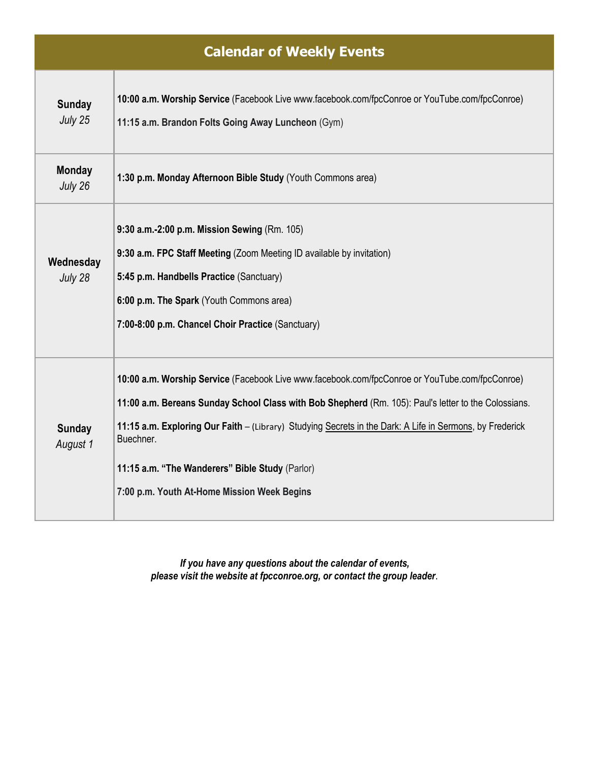# Calendar of Weekly Events

| Day | Events |
|---|---|
| **Sunday** *July 25* | **10:00 a.m. Worship Service** (Facebook Live www.facebook.com/fpcConroe or YouTube.com/fpcConroe)<br><br>**11:15 a.m. Brandon Folts Going Away Luncheon** (Gym) |
| **Monday** *July 26* | **1:30 p.m. Monday Afternoon Bible Study** (Youth Commons area) |
| **Wednesday** *July 28* | **9:30 a.m.-2:00 p.m. Mission Sewing** (Rm. 105)<br><br>**9:30 a.m. FPC Staff Meeting** (Zoom Meeting ID available by invitation)<br><br>**5:45 p.m. Handbells Practice** (Sanctuary)<br><br>**6:00 p.m. The Spark** (Youth Commons area)<br><br>**7:00-8:00 p.m. Chancel Choir Practice** (Sanctuary) |
| **Sunday** *August 1* | **10:00 a.m. Worship Service** (Facebook Live www.facebook.com/fpcConroe or YouTube.com/fpcConroe)<br><br>**11:00 a.m. Bereans Sunday School Class with Bob Shepherd** (Rm. 105): Paul's letter to the Colossians.<br><br>**11:15 a.m. Exploring Our Faith** – (Library) Studying Secrets in the Dark: A Life in Sermons, by Frederick Buechner.<br><br>**11:15 a.m. "The Wanderers" Bible Study** (Parlor)<br><br>**7:00 p.m. Youth At-Home Mission Week Begins** |

***If you have any questions about the calendar of events, please visit the website at fpcconroe.org, or contact the group leader.***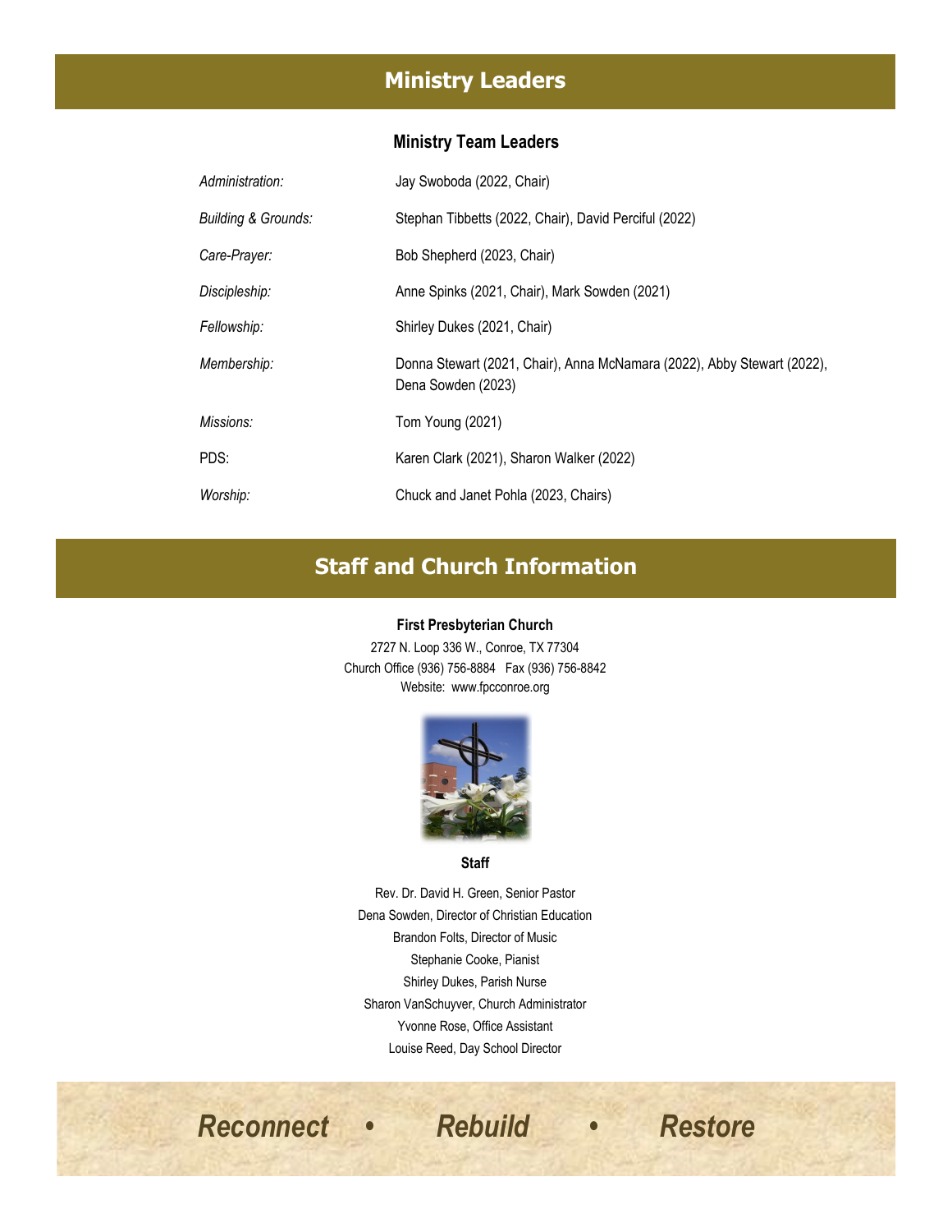## Ministry Leaders

### Ministry Team Leaders

| | |
|---|---|
| *Administration:* | Jay Swoboda (2022, Chair) |
| *Building & Grounds:* | Stephan Tibbetts (2022, Chair), David Perciful (2022) |
| *Care-Prayer:* | Bob Shepherd (2023, Chair) |
| *Discipleship:* | Anne Spinks (2021, Chair), Mark Sowden (2021) |
| *Fellowship:* | Shirley Dukes (2021, Chair) |
| *Membership:* | Donna Stewart (2021, Chair), Anna McNamara (2022), Abby Stewart (2022), Dena Sowden (2023) |
| *Missions:* | Tom Young (2021) |
| PDS: | Karen Clark (2021), Sharon Walker (2022) |
| *Worship:* | Chuck and Janet Pohla (2023, Chairs) |

## Staff and Church Information

**First Presbyterian Church**

2727 N. Loop 336 W., Conroe, TX 77304

Church Office (936) 756-8884 Fax (936) 756-8842

Website: www.fpcconroe.org

**Staff**

Rev. Dr. David H. Green, Senior Pastor

Dena Sowden, Director of Christian Education

Brandon Folts, Director of Music

Stephanie Cooke, Pianist

Shirley Dukes, Parish Nurse

Sharon VanSchuyver, Church Administrator

Yvonne Rose, Office Assistant

Louise Reed, Day School Director

***Reconnect • Rebuild • Restore***